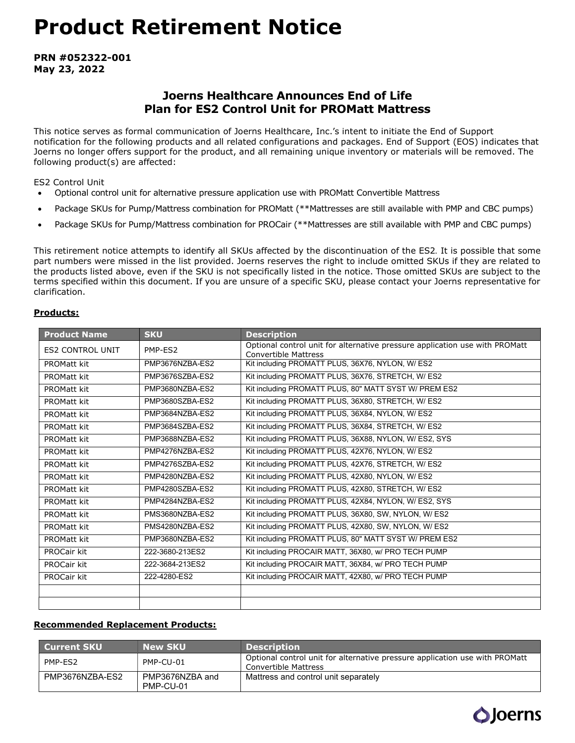# Product Retirement Notice

**PRN #052322-001**
**May 23, 2022**

## Joerns Healthcare Announces End of Life Plan for ES2 Control Unit for PROMatt Mattress

This notice serves as formal communication of Joerns Healthcare, Inc.'s intent to initiate the End of Support notification for the following products and all related configurations and packages. End of Support (EOS) indicates that Joerns no longer offers support for the product, and all remaining unique inventory or materials will be removed. The following product(s) are affected:

ES2 Control Unit

- Optional control unit for alternative pressure application use with PROMatt Convertible Mattress
- Package SKUs for Pump/Mattress combination for PROMatt (**Mattresses are still available with PMP and CBC pumps)
- Package SKUs for Pump/Mattress combination for PROCair (**Mattresses are still available with PMP and CBC pumps)

This retirement notice attempts to identify all SKUs affected by the discontinuation of the ES2. It is possible that some part numbers were missed in the list provided. Joerns reserves the right to include omitted SKUs if they are related to the products listed above, even if the SKU is not specifically listed in the notice. Those omitted SKUs are subject to the terms specified within this document. If you are unsure of a specific SKU, please contact your Joerns representative for clarification.

**Products:**

| Product Name | SKU | Description |
|---|---|---|
| ES2 CONTROL UNIT | PMP-ES2 | Optional control unit for alternative pressure application use with PROMatt Convertible Mattress |
| PROMatt kit | PMP3676NZBA-ES2 | Kit including PROMATT PLUS, 36X76, NYLON, W/ ES2 |
| PROMatt kit | PMP3676SZBA-ES2 | Kit including PROMATT PLUS, 36X76, STRETCH, W/ ES2 |
| PROMatt kit | PMP3680NZBA-ES2 | Kit including PROMATT PLUS, 80" MATT SYST W/ PREM ES2 |
| PROMatt kit | PMP3680SZBA-ES2 | Kit including PROMATT PLUS, 36X80, STRETCH, W/ ES2 |
| PROMatt kit | PMP3684NZBA-ES2 | Kit including PROMATT PLUS, 36X84, NYLON, W/ ES2 |
| PROMatt kit | PMP3684SZBA-ES2 | Kit including PROMATT PLUS, 36X84, STRETCH, W/ ES2 |
| PROMatt kit | PMP3688NZBA-ES2 | Kit including PROMATT PLUS, 36X88, NYLON, W/ ES2, SYS |
| PROMatt kit | PMP4276NZBA-ES2 | Kit including PROMATT PLUS, 42X76, NYLON, W/ ES2 |
| PROMatt kit | PMP4276SZBA-ES2 | Kit including PROMATT PLUS, 42X76, STRETCH, W/ ES2 |
| PROMatt kit | PMP4280NZBA-ES2 | Kit including PROMATT PLUS, 42X80, NYLON, W/ ES2 |
| PROMatt kit | PMP4280SZBA-ES2 | Kit including PROMATT PLUS, 42X80, STRETCH, W/ ES2 |
| PROMatt kit | PMP4284NZBA-ES2 | Kit including PROMATT PLUS, 42X84, NYLON, W/ ES2, SYS |
| PROMatt kit | PMS3680NZBA-ES2 | Kit including PROMATT PLUS, 36X80, SW, NYLON, W/ ES2 |
| PROMatt kit | PMS4280NZBA-ES2 | Kit including PROMATT PLUS, 42X80, SW, NYLON, W/ ES2 |
| PROMatt kit | PMP3680NZBA-ES2 | Kit including PROMATT PLUS, 80" MATT SYST W/ PREM ES2 |
| PROCair kit | 222-3680-213ES2 | Kit including PROCAIR MATT, 36X80, w/ PRO TECH PUMP |
| PROCair kit | 222-3684-213ES2 | Kit including PROCAIR MATT, 36X84, w/ PRO TECH PUMP |
| PROCair kit | 222-4280-ES2 | Kit including PROCAIR MATT, 42X80, w/ PRO TECH PUMP |
| | | |
| | | |

**Recommended Replacement Products:**

| Current SKU | New SKU | Description |
|---|---|---|
| PMP-ES2 | PMP-CU-01 | Optional control unit for alternative pressure application use with PROMatt Convertible Mattress |
| PMP3676NZBA-ES2 | PMP3676NZBA and PMP-CU-01 | Mattress and control unit separately |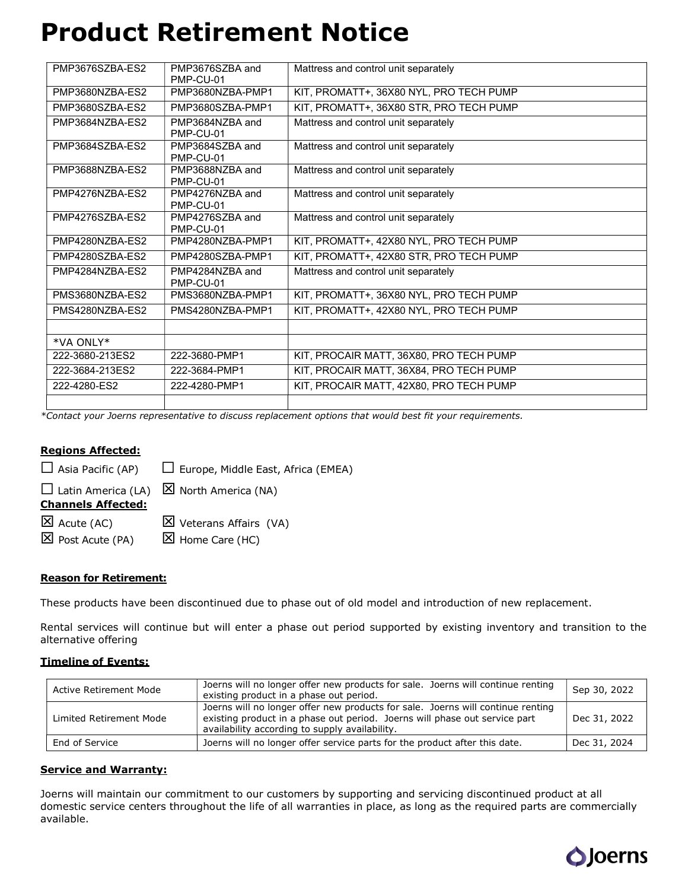# Product Retirement Notice

| | | |
|---|---|---|
| PMP3676SZBA-ES2 | PMP3676SZBA and PMP-CU-01 | Mattress and control unit separately |
| PMP3680NZBA-ES2 | PMP3680NZBA-PMP1 | KIT, PROMATT+, 36X80 NYL, PRO TECH PUMP |
| PMP3680SZBA-ES2 | PMP3680SZBA-PMP1 | KIT, PROMATT+, 36X80 STR, PRO TECH PUMP |
| PMP3684NZBA-ES2 | PMP3684NZBA and PMP-CU-01 | Mattress and control unit separately |
| PMP3684SZBA-ES2 | PMP3684SZBA and PMP-CU-01 | Mattress and control unit separately |
| PMP3688NZBA-ES2 | PMP3688NZBA and PMP-CU-01 | Mattress and control unit separately |
| PMP4276NZBA-ES2 | PMP4276NZBA and PMP-CU-01 | Mattress and control unit separately |
| PMP4276SZBA-ES2 | PMP4276SZBA and PMP-CU-01 | Mattress and control unit separately |
| PMP4280NZBA-ES2 | PMP4280NZBA-PMP1 | KIT, PROMATT+, 42X80 NYL, PRO TECH PUMP |
| PMP4280SZBA-ES2 | PMP4280SZBA-PMP1 | KIT, PROMATT+, 42X80 STR, PRO TECH PUMP |
| PMP4284NZBA-ES2 | PMP4284NZBA and PMP-CU-01 | Mattress and control unit separately |
| PMS3680NZBA-ES2 | PMS3680NZBA-PMP1 | KIT, PROMATT+, 36X80 NYL, PRO TECH PUMP |
| PMS4280NZBA-ES2 | PMS4280NZBA-PMP1 | KIT, PROMATT+, 42X80 NYL, PRO TECH PUMP |
| | | |
| *VA ONLY* | | |
| 222-3680-213ES2 | 222-3680-PMP1 | KIT, PROCAIR MATT, 36X80, PRO TECH PUMP |
| 222-3684-213ES2 | 222-3684-PMP1 | KIT, PROCAIR MATT, 36X84, PRO TECH PUMP |
| 222-4280-ES2 | 222-4280-PMP1 | KIT, PROCAIR MATT, 42X80, PRO TECH PUMP |
| | | |

*Contact your Joerns representative to discuss replacement options that would best fit your requirements.*

**Regions Affected:**

☐ Asia Pacific (AP) ☐ Europe, Middle East, Africa (EMEA)

☐ Latin America (LA) ☒ North America (NA)

**Channels Affected:**

☒ Acute (AC) ☒ Veterans Affairs (VA)

☒ Post Acute (PA) ☒ Home Care (HC)

**Reason for Retirement:**

These products have been discontinued due to phase out of old model and introduction of new replacement.

Rental services will continue but will enter a phase out period supported by existing inventory and transition to the alternative offering

**Timeline of Events:**

| | | |
|---|---|---|
| Active Retirement Mode | Joerns will no longer offer new products for sale. Joerns will continue renting existing product in a phase out period. | Sep 30, 2022 |
| Limited Retirement Mode | Joerns will no longer offer new products for sale. Joerns will continue renting existing product in a phase out period. Joerns will phase out service part availability according to supply availability. | Dec 31, 2022 |
| End of Service | Joerns will no longer offer service parts for the product after this date. | Dec 31, 2024 |

**Service and Warranty:**

Joerns will maintain our commitment to our customers by supporting and servicing discontinued product at all domestic service centers throughout the life of all warranties in place, as long as the required parts are commercially available.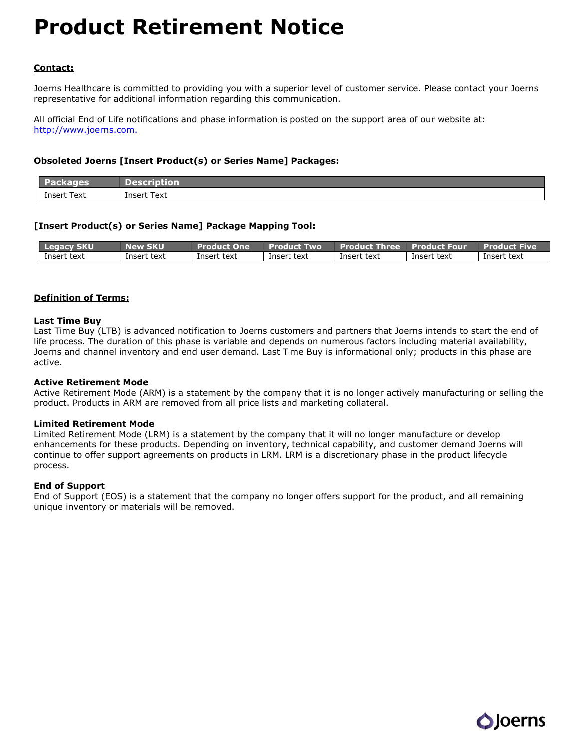# Product Retirement Notice

**Contact:**

Joerns Healthcare is committed to providing you with a superior level of customer service. Please contact your Joerns representative for additional information regarding this communication.

All official End of Life notifications and phase information is posted on the support area of our website at: http://www.joerns.com.

**Obsoleted Joerns [Insert Product(s) or Series Name] Packages:**

| Packages | Description |
|---|---|
| Insert Text | Insert Text |

**[Insert Product(s) or Series Name] Package Mapping Tool:**

| Legacy SKU | New SKU | Product One | Product Two | Product Three | Product Four | Product Five |
|---|---|---|---|---|---|---|
| Insert text | Insert text | Insert text | Insert text | Insert text | Insert text | Insert text |

**Definition of Terms:**

**Last Time Buy**
Last Time Buy (LTB) is advanced notification to Joerns customers and partners that Joerns intends to start the end of life process. The duration of this phase is variable and depends on numerous factors including material availability, Joerns and channel inventory and end user demand. Last Time Buy is informational only; products in this phase are active.

**Active Retirement Mode**
Active Retirement Mode (ARM) is a statement by the company that it is no longer actively manufacturing or selling the product. Products in ARM are removed from all price lists and marketing collateral.

**Limited Retirement Mode**
Limited Retirement Mode (LRM) is a statement by the company that it will no longer manufacture or develop enhancements for these products. Depending on inventory, technical capability, and customer demand Joerns will continue to offer support agreements on products in LRM. LRM is a discretionary phase in the product lifecycle process.

**End of Support**
End of Support (EOS) is a statement that the company no longer offers support for the product, and all remaining unique inventory or materials will be removed.